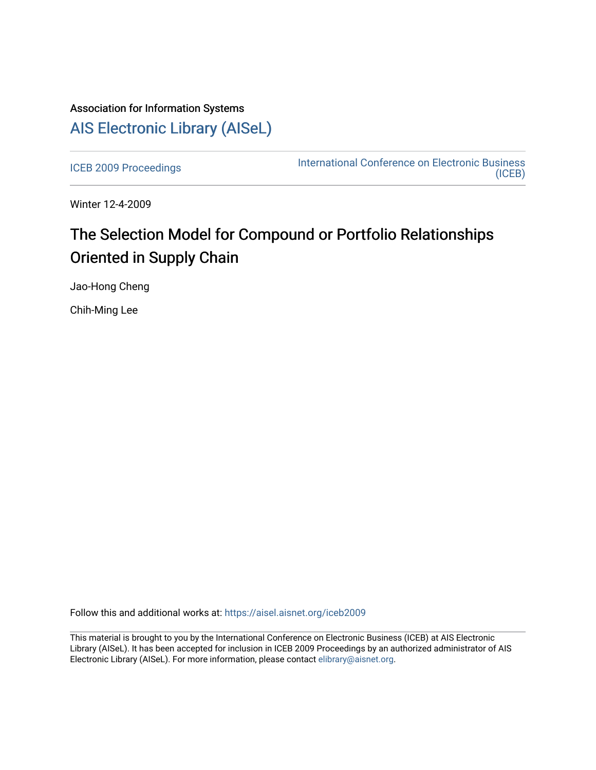Association for Information Systems

[AIS Electronic Library (AISeL)](https://aisel.aisnet.org/)

[ICEB 2009 Proceedings](https://aisel.aisnet.org/iceb2009)

[International Conference on Electronic Business (ICEB)](https://aisel.aisnet.org/iceb)

Winter 12-4-2009

# The Selection Model for Compound or Portfolio Relationships Oriented in Supply Chain

Jao-Hong Cheng

Chih-Ming Lee

Follow this and additional works at: https://aisel.aisnet.org/iceb2009

This material is brought to you by the International Conference on Electronic Business (ICEB) at AIS Electronic Library (AISeL). It has been accepted for inclusion in ICEB 2009 Proceedings by an authorized administrator of AIS Electronic Library (AISeL). For more information, please contact elibrary@aisnet.org.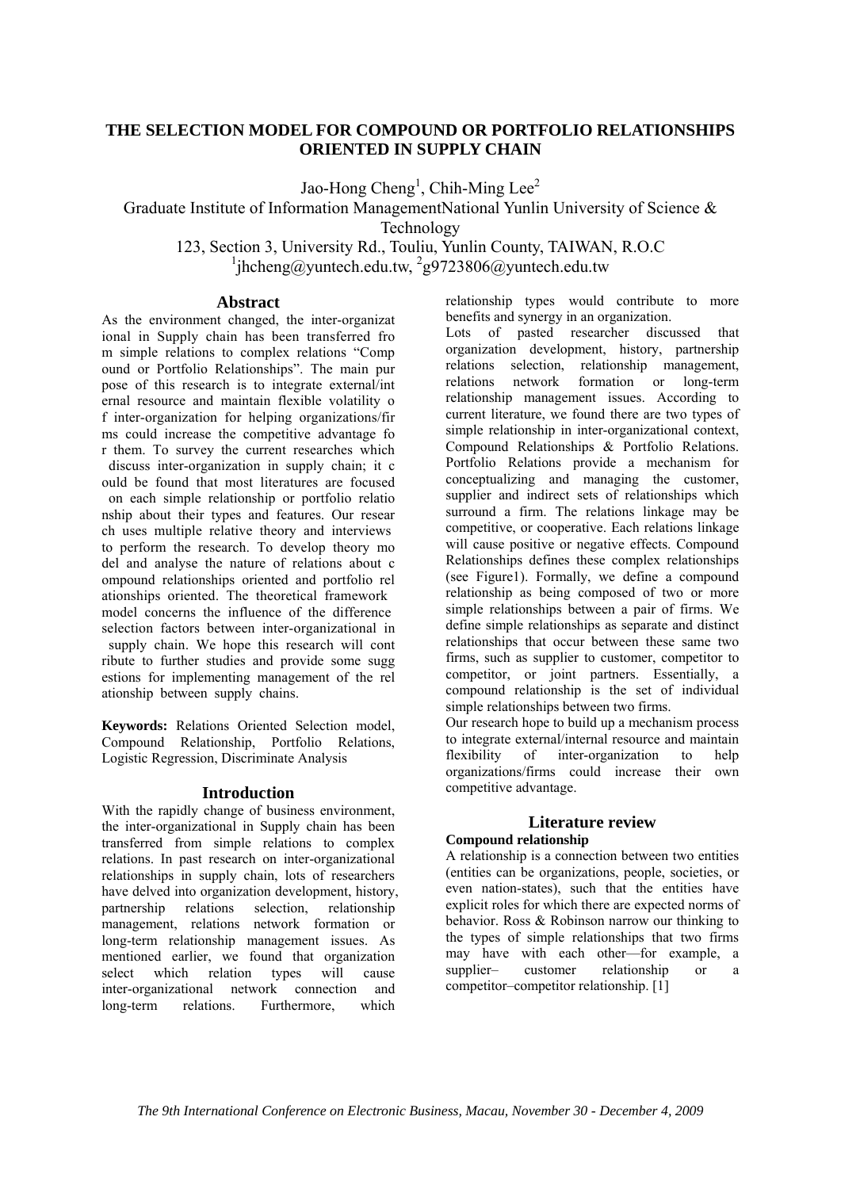# THE SELECTION MODEL FOR COMPOUND OR PORTFOLIO RELATIONSHIPS ORIENTED IN SUPPLY CHAIN

Jao-Hong Cheng[1], Chih-Ming Lee[2]

Graduate Institute of Information ManagementNational Yunlin University of Science & Technology

123, Section 3, University Rd., Touliu, Yunlin County, TAIWAN, R.O.C

[1]jhcheng@yuntech.edu.tw, [2]g9723806@yuntech.edu.tw

## Abstract

As the environment changed, the inter-organizat ional in Supply chain has been transferred fro m simple relations to complex relations "Comp ound or Portfolio Relationships". The main pur pose of this research is to integrate external/int ernal resource and maintain flexible volatility o f inter-organization for helping organizations/fir ms could increase the competitive advantage fo r them. To survey the current researches which discuss inter-organization in supply chain; it c ould be found that most literatures are focused on each simple relationship or portfolio relatio nship about their types and features. Our resear ch uses multiple relative theory and interviews to perform the research. To develop theory mo del and analyse the nature of relations about c ompound relationships oriented and portfolio rel ationships oriented. The theoretical framework model concerns the influence of the difference selection factors between inter-organizational in supply chain. We hope this research will cont ribute to further studies and provide some sugg estions for implementing management of the rel ationship between supply chains.

**Keywords:** Relations Oriented Selection model, Compound Relationship, Portfolio Relations, Logistic Regression, Discriminate Analysis

## Introduction

With the rapidly change of business environment, the inter-organizational in Supply chain has been transferred from simple relations to complex relations. In past research on inter-organizational relationships in supply chain, lots of researchers have delved into organization development, history, partnership relations selection, relationship management, relations network formation or long-term relationship management issues. As mentioned earlier, we found that organization select which relation types will cause inter-organizational network connection and long-term relations. Furthermore, which relationship types would contribute to more benefits and synergy in an organization.

Lots of pasted researcher discussed that organization development, history, partnership relations selection, relationship management, relations network formation or long-term relationship management issues. According to current literature, we found there are two types of simple relationship in inter-organizational context, Compound Relationships & Portfolio Relations. Portfolio Relations provide a mechanism for conceptualizing and managing the customer, supplier and indirect sets of relationships which surround a firm. The relations linkage may be competitive, or cooperative. Each relations linkage will cause positive or negative effects. Compound Relationships defines these complex relationships (see Figure1). Formally, we define a compound relationship as being composed of two or more simple relationships between a pair of firms. We define simple relationships as separate and distinct relationships that occur between these same two firms, such as supplier to customer, competitor to competitor, or joint partners. Essentially, a compound relationship is the set of individual simple relationships between two firms.

Our research hope to build up a mechanism process to integrate external/internal resource and maintain flexibility of inter-organization to help organizations/firms could increase their own competitive advantage.

## Literature review

### Compound relationship

A relationship is a connection between two entities (entities can be organizations, people, societies, or even nation-states), such that the entities have explicit roles for which there are expected norms of behavior. Ross & Robinson narrow our thinking to the types of simple relationships that two firms may have with each other—for example, a supplier– customer relationship or a competitor–competitor relationship. [1]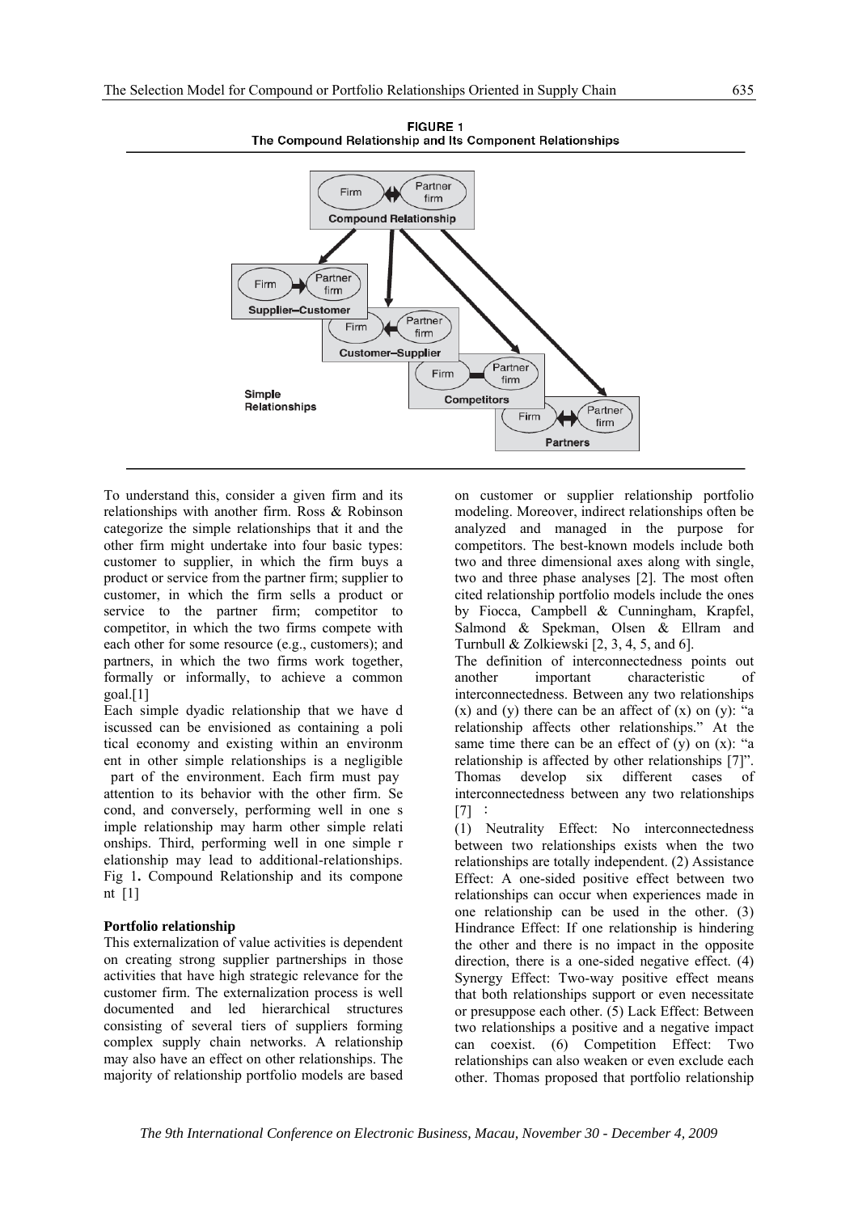FIGURE 1
The Compound Relationship and Its Component Relationships

To understand this, consider a given firm and its relationships with another firm. Ross & Robinson categorize the simple relationships that it and the other firm might undertake into four basic types: customer to supplier, in which the firm buys a product or service from the partner firm; supplier to customer, in which the firm sells a product or service to the partner firm; competitor to competitor, in which the two firms compete with each other for some resource (e.g., customers); and partners, in which the two firms work together, formally or informally, to achieve a common goal.[1]

Each simple dyadic relationship that we have d iscussed can be envisioned as containing a poli tical economy and existing within an environm ent in other simple relationships is a negligible part of the environment. Each firm must pay attention to its behavior with the other firm. Se cond, and conversely, performing well in one s imple relationship may harm other simple relati onships. Third, performing well in one simple r elationship may lead to additional-relationships. Fig 1**.** Compound Relationship and its compone nt [1]

**Portfolio relationship**

This externalization of value activities is dependent on creating strong supplier partnerships in those activities that have high strategic relevance for the customer firm. The externalization process is well documented and led hierarchical structures consisting of several tiers of suppliers forming complex supply chain networks. A relationship may also have an effect on other relationships. The majority of relationship portfolio models are based on customer or supplier relationship portfolio modeling. Moreover, indirect relationships often be analyzed and managed in the purpose for competitors. The best-known models include both two and three dimensional axes along with single, two and three phase analyses [2]. The most often cited relationship portfolio models include the ones by Fiocca, Campbell & Cunningham, Krapfel, Salmond & Spekman, Olsen & Ellram and Turnbull & Zolkiewski [2, 3, 4, 5, and 6].

The definition of interconnectedness points out another important characteristic of interconnectedness. Between any two relationships (x) and (y) there can be an affect of (x) on (y): "a relationship affects other relationships." At the same time there can be an effect of (y) on (x): "a relationship is affected by other relationships [7]". Thomas develop six different cases of interconnectedness between any two relationships [7] ：

(1) Neutrality Effect: No interconnectedness between two relationships exists when the two relationships are totally independent. (2) Assistance Effect: A one-sided positive effect between two relationships can occur when experiences made in one relationship can be used in the other. (3) Hindrance Effect: If one relationship is hindering the other and there is no impact in the opposite direction, there is a one-sided negative effect. (4) Synergy Effect: Two-way positive effect means that both relationships support or even necessitate or presuppose each other. (5) Lack Effect: Between two relationships a positive and a negative impact can coexist. (6) Competition Effect: Two relationships can also weaken or even exclude each other. Thomas proposed that portfolio relationship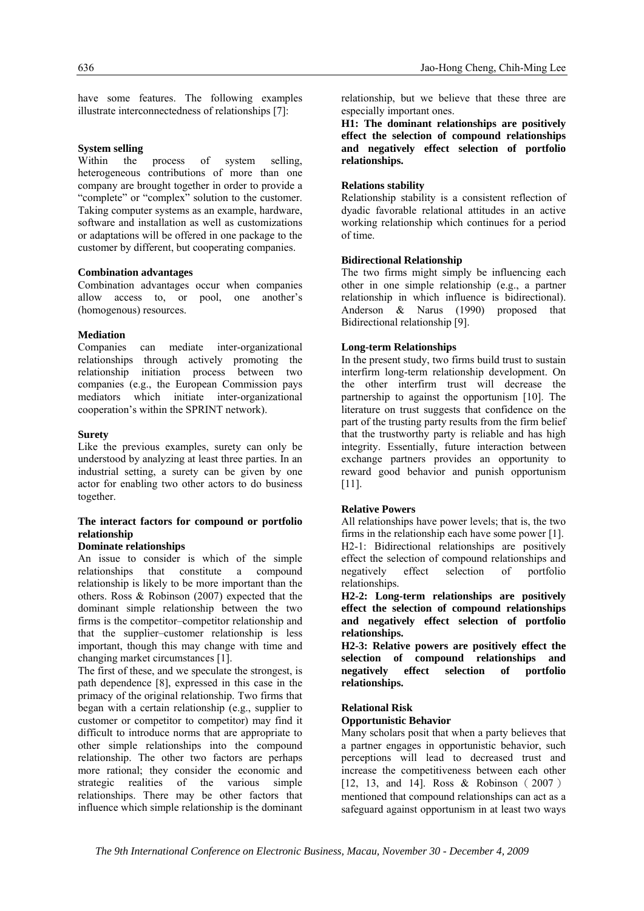have some features. The following examples illustrate interconnectedness of relationships [7]:

**System selling**
Within the process of system selling, heterogeneous contributions of more than one company are brought together in order to provide a "complete" or "complex" solution to the customer. Taking computer systems as an example, hardware, software and installation as well as customizations or adaptations will be offered in one package to the customer by different, but cooperating companies.

**Combination advantages**
Combination advantages occur when companies allow access to, or pool, one another's (homogenous) resources.

**Mediation**
Companies can mediate inter-organizational relationships through actively promoting the relationship initiation process between two companies (e.g., the European Commission pays mediators which initiate inter-organizational cooperation's within the SPRINT network).

**Surety**
Like the previous examples, surety can only be understood by analyzing at least three parties. In an industrial setting, a surety can be given by one actor for enabling two other actors to do business together.

**The interact factors for compound or portfolio relationship**

**Dominate relationships**
An issue to consider is which of the simple relationships that constitute a compound relationship is likely to be more important than the others. Ross & Robinson (2007) expected that the dominant simple relationship between the two firms is the competitor–competitor relationship and that the supplier–customer relationship is less important, though this may change with time and changing market circumstances [1].
The first of these, and we speculate the strongest, is path dependence [8], expressed in this case in the primacy of the original relationship. Two firms that began with a certain relationship (e.g., supplier to customer or competitor to competitor) may find it difficult to introduce norms that are appropriate to other simple relationships into the compound relationship. The other two factors are perhaps more rational; they consider the economic and strategic realities of the various simple relationships. There may be other factors that influence which simple relationship is the dominant relationship, but we believe that these three are especially important ones.

**H1: The dominant relationships are positively effect the selection of compound relationships and negatively effect selection of portfolio relationships.**

**Relations stability**
Relationship stability is a consistent reflection of dyadic favorable relational attitudes in an active working relationship which continues for a period of time.

**Bidirectional Relationship**
The two firms might simply be influencing each other in one simple relationship (e.g., a partner relationship in which influence is bidirectional). Anderson & Narus (1990) proposed that Bidirectional relationship [9].

**Long-term Relationships**
In the present study, two firms build trust to sustain interfirm long-term relationship development. On the other interfirm trust will decrease the partnership to against the opportunism [10]. The literature on trust suggests that confidence on the part of the trusting party results from the firm belief that the trustworthy party is reliable and has high integrity. Essentially, future interaction between exchange partners provides an opportunity to reward good behavior and punish opportunism [11].

**Relative Powers**
All relationships have power levels; that is, the two firms in the relationship each have some power [1].
H2-1: Bidirectional relationships are positively effect the selection of compound relationships and negatively effect selection of portfolio relationships.

**H2-2: Long-term relationships are positively effect the selection of compound relationships and negatively effect selection of portfolio relationships.**

**H2-3: Relative powers are positively effect the selection of compound relationships and negatively effect selection of portfolio relationships.**

**Relational Risk**

**Opportunistic Behavior**
Many scholars posit that when a party believes that a partner engages in opportunistic behavior, such perceptions will lead to decreased trust and increase the competitiveness between each other [12, 13, and 14]. Ross & Robinson（2007）mentioned that compound relationships can act as a safeguard against opportunism in at least two ways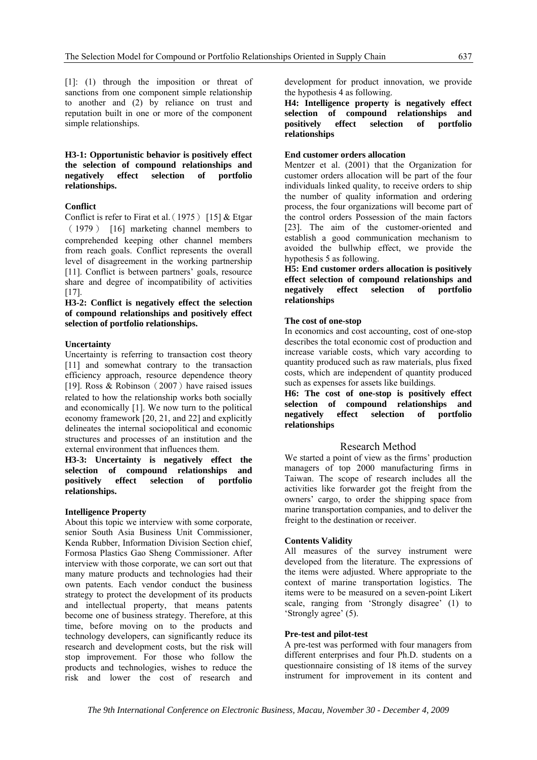[1]: (1) through the imposition or threat of sanctions from one component simple relationship to another and (2) by reliance on trust and reputation built in one or more of the component simple relationships.

**H3-1: Opportunistic behavior is positively effect the selection of compound relationships and negatively effect selection of portfolio relationships.**

**Conflict**

Conflict is refer to Firat et al.（1975） [15] & Etgar （1979） [16] marketing channel members to comprehended keeping other channel members from reach goals. Conflict represents the overall level of disagreement in the working partnership [11]. Conflict is between partners' goals, resource share and degree of incompatibility of activities [17].

**H3-2: Conflict is negatively effect the selection of compound relationships and positively effect selection of portfolio relationships.**

**Uncertainty**

Uncertainty is referring to transaction cost theory [11] and somewhat contrary to the transaction efficiency approach, resource dependence theory [19]. Ross & Robinson（2007）have raised issues related to how the relationship works both socially and economically [1]. We now turn to the political economy framework [20, 21, and 22] and explicitly delineates the internal sociopolitical and economic structures and processes of an institution and the external environment that influences them.

**H3-3: Uncertainty is negatively effect the selection of compound relationships and positively effect selection of portfolio relationships.**

**Intelligence Property**

About this topic we interview with some corporate, senior South Asia Business Unit Commissioner, Kenda Rubber, Information Division Section chief, Formosa Plastics Gao Sheng Commissioner. After interview with those corporate, we can sort out that many mature products and technologies had their own patents. Each vendor conduct the business strategy to protect the development of its products and intellectual property, that means patents become one of business strategy. Therefore, at this time, before moving on to the products and technology developers, can significantly reduce its research and development costs, but the risk will stop improvement. For those who follow the products and technologies, wishes to reduce the risk and lower the cost of research and development for product innovation, we provide the hypothesis 4 as following.

**H4: Intelligence property is negatively effect selection of compound relationships and positively effect selection of portfolio relationships**

**End customer orders allocation**

Mentzer et al. (2001) that the Organization for customer orders allocation will be part of the four individuals linked quality, to receive orders to ship the number of quality information and ordering process, the four organizations will become part of the control orders Possession of the main factors [23]. The aim of the customer-oriented and establish a good communication mechanism to avoided the bullwhip effect, we provide the hypothesis 5 as following.

**H5: End customer orders allocation is positively effect selection of compound relationships and negatively effect selection of portfolio relationships**

**The cost of one-stop**

In economics and cost accounting, cost of one-stop describes the total economic cost of production and increase variable costs, which vary according to quantity produced such as raw materials, plus fixed costs, which are independent of quantity produced such as expenses for assets like buildings.

**H6: The cost of one-stop is positively effect selection of compound relationships and negatively effect selection of portfolio relationships**

## Research Method

We started a point of view as the firms' production managers of top 2000 manufacturing firms in Taiwan. The scope of research includes all the activities like forwarder got the freight from the owners' cargo, to order the shipping space from marine transportation companies, and to deliver the freight to the destination or receiver.

**Contents Validity**

All measures of the survey instrument were developed from the literature. The expressions of the items were adjusted. Where appropriate to the context of marine transportation logistics. The items were to be measured on a seven-point Likert scale, ranging from 'Strongly disagree' (1) to 'Strongly agree' (5).

**Pre-test and pilot-test**

A pre-test was performed with four managers from different enterprises and four Ph.D. students on a questionnaire consisting of 18 items of the survey instrument for improvement in its content and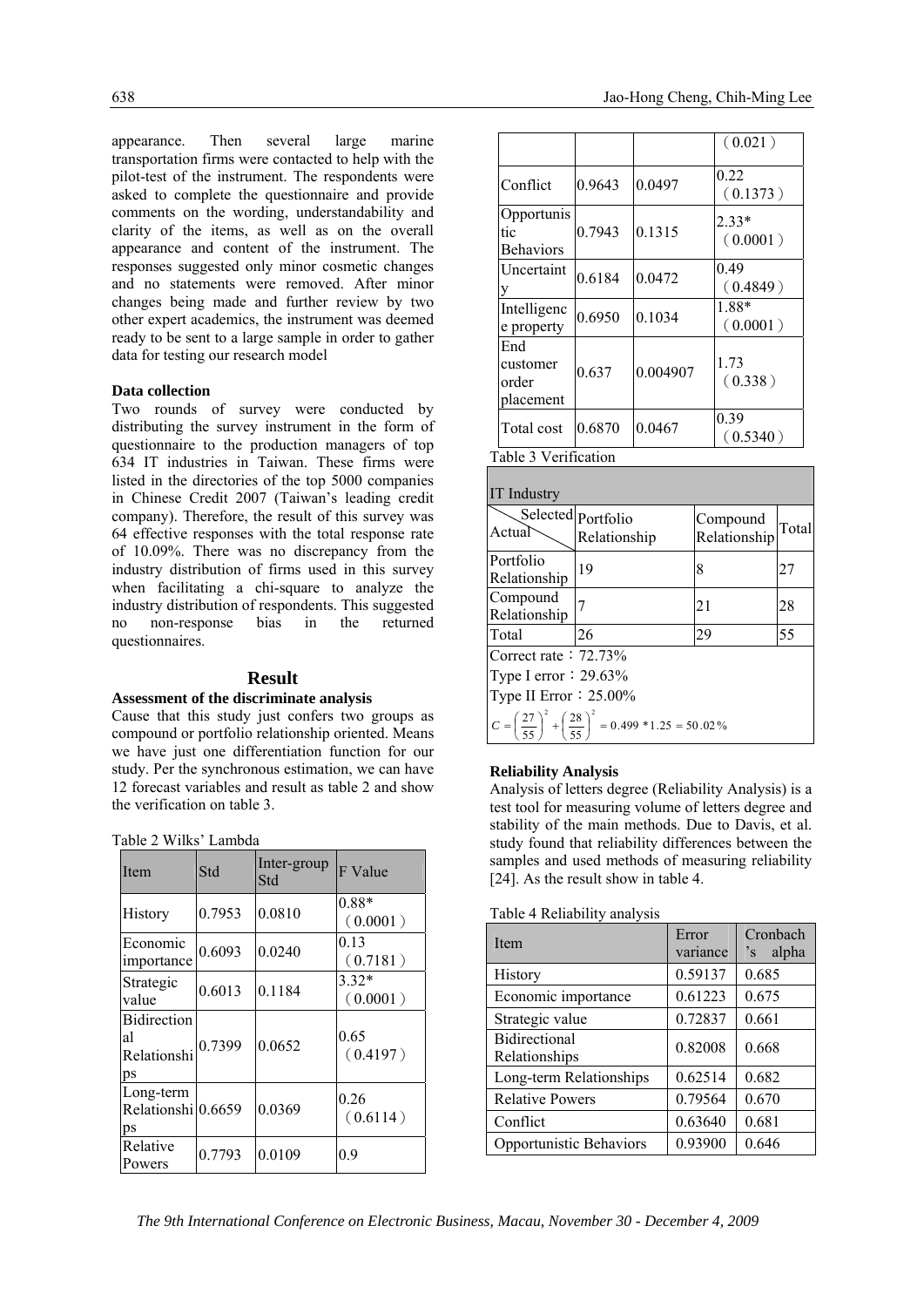appearance. Then several large marine transportation firms were contacted to help with the pilot-test of the instrument. The respondents were asked to complete the questionnaire and provide comments on the wording, understandability and clarity of the items, as well as on the overall appearance and content of the instrument. The responses suggested only minor cosmetic changes and no statements were removed. After minor changes being made and further review by two other expert academics, the instrument was deemed ready to be sent to a large sample in order to gather data for testing our research model

**Data collection**

Two rounds of survey were conducted by distributing the survey instrument in the form of questionnaire to the production managers of top 634 IT industries in Taiwan. These firms were listed in the directories of the top 5000 companies in Chinese Credit 2007 (Taiwan's leading credit company). Therefore, the result of this survey was 64 effective responses with the total response rate of 10.09%. There was no discrepancy from the industry distribution of firms used in this survey when facilitating a chi-square to analyze the industry distribution of respondents. This suggested no non-response bias in the returned questionnaires.

## Result

**Assessment of the discriminate analysis**

Cause that this study just confers two groups as compound or portfolio relationship oriented. Means we have just one differentiation function for our study. Per the synchronous estimation, we can have 12 forecast variables and result as table 2 and show the verification on table 3.

Table 2 Wilks' Lambda

| Item | Std | Inter-group Std | F Value |
|---|---|---|---|
| History | 0.7953 | 0.0810 | 0.88* (0.0001) |
| Economic importance | 0.6093 | 0.0240 | 0.13 (0.7181) |
| Strategic value | 0.6013 | 0.1184 | 3.32* (0.0001) |
| Bidirectional Relationships | 0.7399 | 0.0652 | 0.65 (0.4197) |
| Long-term Relationships | 0.6659 | 0.0369 | 0.26 (0.6114) |
| Relative Powers | 0.7793 | 0.0109 | 0.9 (0.021) |
| Conflict | 0.9643 | 0.0497 | 0.22 (0.1373) |
| Opportunistic Behaviors | 0.7943 | 0.1315 | 2.33* (0.0001) |
| Uncertainty | 0.6184 | 0.0472 | 0.49 (0.4849) |
| Intelligence property | 0.6950 | 0.1034 | 1.88* (0.0001) |
| End customer order placement | 0.637 | 0.004907 | 1.73 (0.338) |
| Total cost | 0.6870 | 0.0467 | 0.39 (0.5340) |

Table 3 Verification

| IT Industry | | | |
|---|---|---|---|
| Actual \ Selected | Portfolio Relationship | Compound Relationship | Total |
| Portfolio Relationship | 19 | 8 | 27 |
| Compound Relationship | 7 | 21 | 28 |
| Total | 26 | 29 | 55 |
| Correct rate：72.73% | | | |
| Type I error：29.63% | | | |
| Type II Error：25.00% | | | |
| $C=\left(\frac{27}{55}\right)^2+\left(\frac{28}{55}\right)^2=0.499*1.25=50.02\%$ | | | |

**Reliability Analysis**

Analysis of letters degree (Reliability Analysis) is a test tool for measuring volume of letters degree and stability of the main methods. Due to Davis, et al. study found that reliability differences between the samples and used methods of measuring reliability [24]. As the result show in table 4.

Table 4 Reliability analysis

| Item | Error variance | Cronbach 's alpha |
|---|---|---|
| History | 0.59137 | 0.685 |
| Economic importance | 0.61223 | 0.675 |
| Strategic value | 0.72837 | 0.661 |
| Bidirectional Relationships | 0.82008 | 0.668 |
| Long-term Relationships | 0.62514 | 0.682 |
| Relative Powers | 0.79564 | 0.670 |
| Conflict | 0.63640 | 0.681 |
| Opportunistic Behaviors | 0.93900 | 0.646 |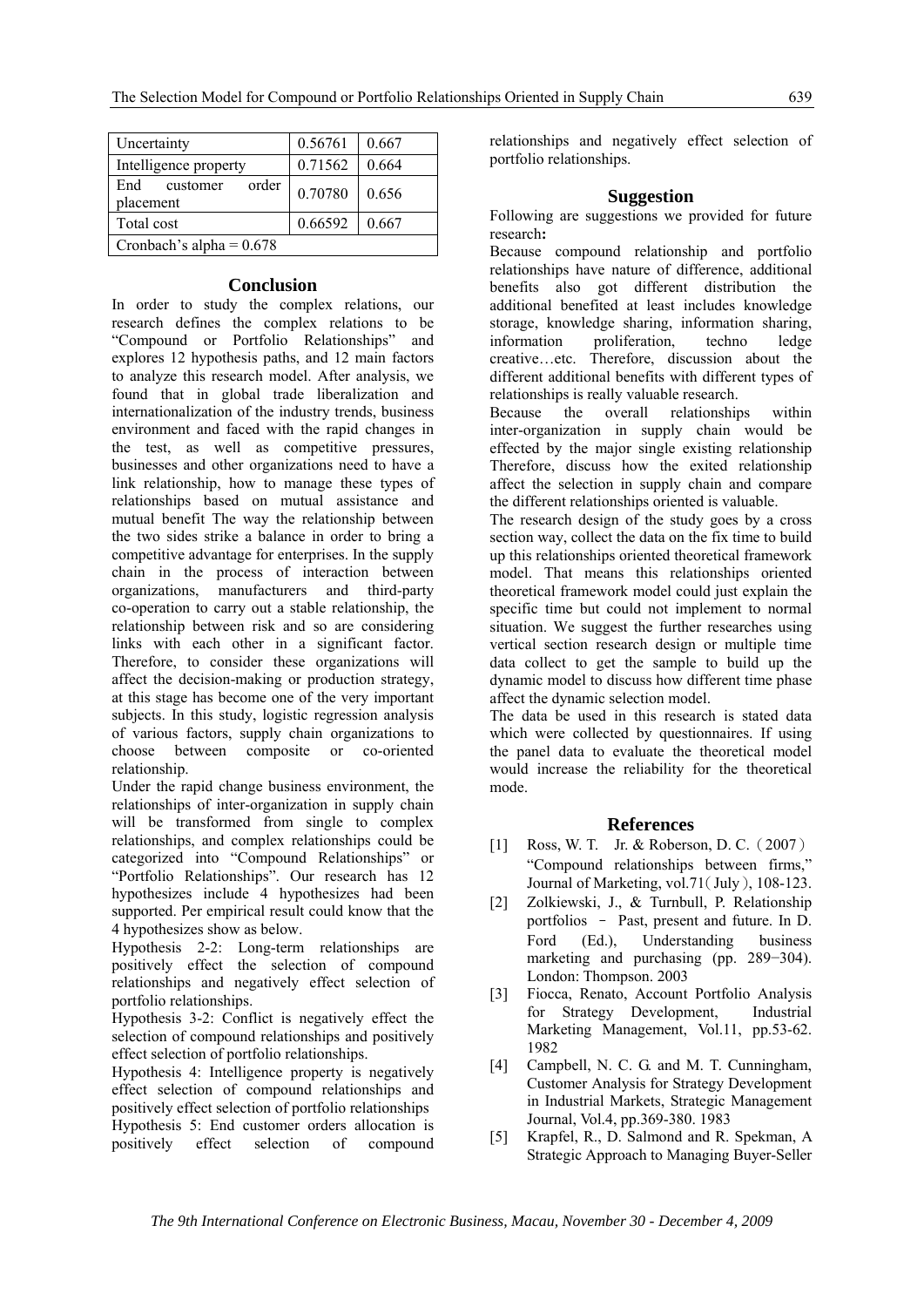| Uncertainty | 0.56761 | 0.667 |
|---|---|---|
| Intelligence property | 0.71562 | 0.664 |
| End customer order placement | 0.70780 | 0.656 |
| Total cost | 0.66592 | 0.667 |
| Cronbach's alpha = 0.678 | | |

## Conclusion

In order to study the complex relations, our research defines the complex relations to be "Compound or Portfolio Relationships" and explores 12 hypothesis paths, and 12 main factors to analyze this research model. After analysis, we found that in global trade liberalization and internationalization of the industry trends, business environment and faced with the rapid changes in the test, as well as competitive pressures, businesses and other organizations need to have a link relationship, how to manage these types of relationships based on mutual assistance and mutual benefit The way the relationship between the two sides strike a balance in order to bring a competitive advantage for enterprises. In the supply chain in the process of interaction between organizations, manufacturers and third-party co-operation to carry out a stable relationship, the relationship between risk and so are considering links with each other in a significant factor. Therefore, to consider these organizations will affect the decision-making or production strategy, at this stage has become one of the very important subjects. In this study, logistic regression analysis of various factors, supply chain organizations to choose between composite or co-oriented relationship.

Under the rapid change business environment, the relationships of inter-organization in supply chain will be transformed from single to complex relationships, and complex relationships could be categorized into "Compound Relationships" or "Portfolio Relationships". Our research has 12 hypothesizes include 4 hypothesizes had been supported. Per empirical result could know that the 4 hypothesizes show as below.

Hypothesis 2-2: Long-term relationships are positively effect the selection of compound relationships and negatively effect selection of portfolio relationships.

Hypothesis 3-2: Conflict is negatively effect the selection of compound relationships and positively effect selection of portfolio relationships.

Hypothesis 4: Intelligence property is negatively effect selection of compound relationships and positively effect selection of portfolio relationships

Hypothesis 5: End customer orders allocation is positively effect selection of compound relationships and negatively effect selection of portfolio relationships.

## Suggestion

Following are suggestions we provided for future research**:**

Because compound relationship and portfolio relationships have nature of difference, additional benefits also got different distribution the additional benefited at least includes knowledge storage, knowledge sharing, information sharing, information proliferation, techno ledge creative…etc. Therefore, discussion about the different additional benefits with different types of relationships is really valuable research.

Because the overall relationships within inter-organization in supply chain would be effected by the major single existing relationship Therefore, discuss how the exited relationship affect the selection in supply chain and compare the different relationships oriented is valuable.

The research design of the study goes by a cross section way, collect the data on the fix time to build up this relationships oriented theoretical framework model. That means this relationships oriented theoretical framework model could just explain the specific time but could not implement to normal situation. We suggest the further researches using vertical section research design or multiple time data collect to get the sample to build up the dynamic model to discuss how different time phase affect the dynamic selection model.

The data be used in this research is stated data which were collected by questionnaires. If using the panel data to evaluate the theoretical model would increase the reliability for the theoretical mode.

## References

[1] Ross, W. T. Jr. & Roberson, D. C.（2007）"Compound relationships between firms," Journal of Marketing, vol.71( July ), 108-123.

[2] Zolkiewski, J., & Turnbull, P. Relationship portfolios – Past, present and future. In D. Ford (Ed.), Understanding business marketing and purchasing (pp. 289−304). London: Thompson. 2003

[3] Fiocca, Renato, Account Portfolio Analysis for Strategy Development, Industrial Marketing Management, Vol.11, pp.53-62. 1982

[4] Campbell, N. C. G. and M. T. Cunningham, Customer Analysis for Strategy Development in Industrial Markets, Strategic Management Journal, Vol.4, pp.369-380. 1983

[5] Krapfel, R., D. Salmond and R. Spekman, A Strategic Approach to Managing Buyer-Seller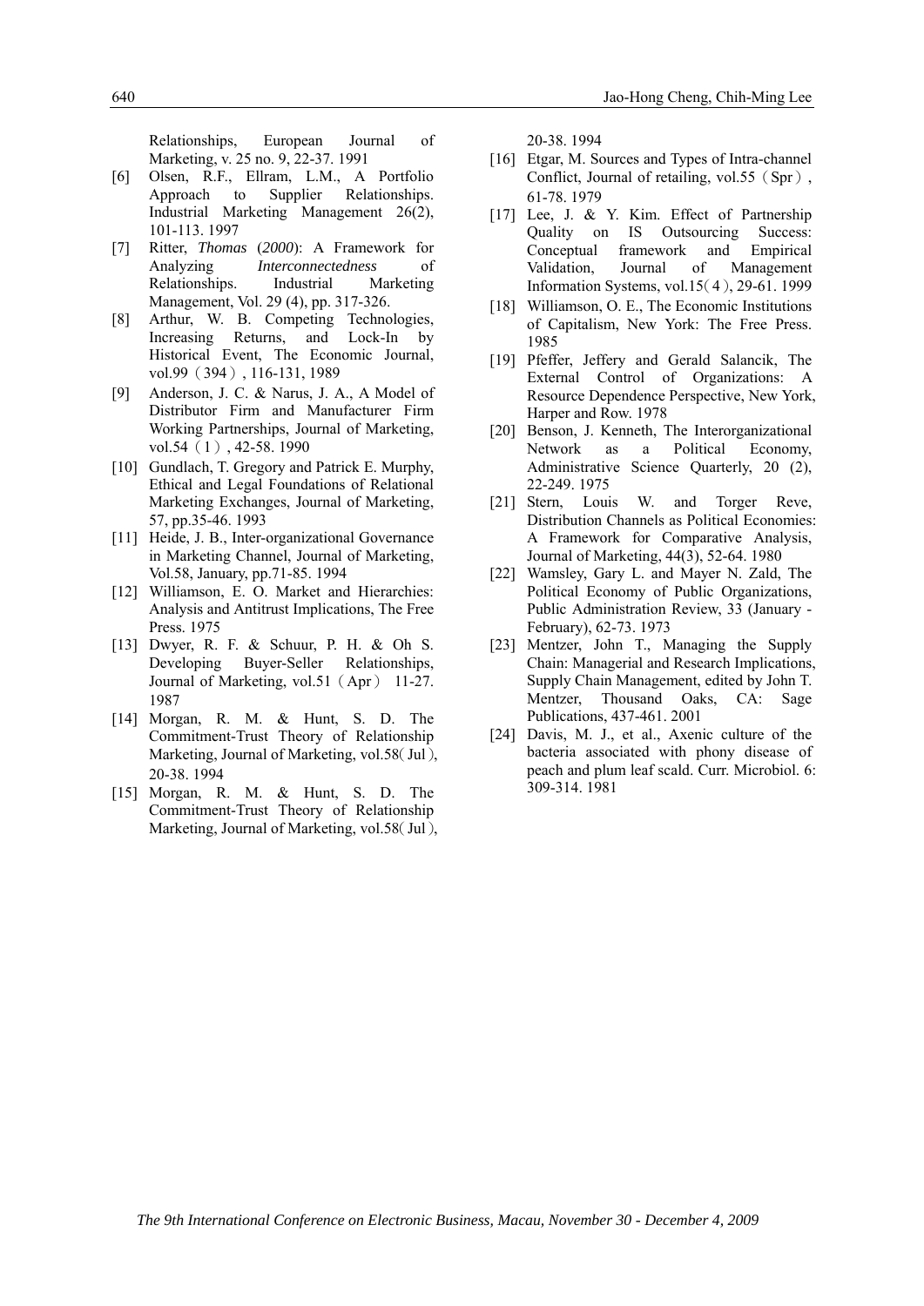Relationships, European Journal of Marketing, v. 25 no. 9, 22-37. 1991

[6] Olsen, R.F., Ellram, L.M., A Portfolio Approach to Supplier Relationships. Industrial Marketing Management 26(2), 101-113. 1997

[7] Ritter, *Thomas* (*2000*): A Framework for Analyzing *Interconnectedness* of Relationships. Industrial Marketing Management, Vol. 29 (4), pp. 317-326.

[8] Arthur, W. B. Competing Technologies, Increasing Returns, and Lock-In by Historical Event, The Economic Journal, vol.99（394）, 116-131, 1989

[9] Anderson, J. C. & Narus, J. A., A Model of Distributor Firm and Manufacturer Firm Working Partnerships, Journal of Marketing, vol.54（1）, 42-58. 1990

[10] Gundlach, T. Gregory and Patrick E. Murphy, Ethical and Legal Foundations of Relational Marketing Exchanges, Journal of Marketing, 57, pp.35-46. 1993

[11] Heide, J. B., Inter-organizational Governance in Marketing Channel, Journal of Marketing, Vol.58, January, pp.71-85. 1994

[12] Williamson, E. O. Market and Hierarchies: Analysis and Antitrust Implications, The Free Press. 1975

[13] Dwyer, R. F. & Schuur, P. H. & Oh S. Developing Buyer-Seller Relationships, Journal of Marketing, vol.51（Apr） 11-27. 1987

[14] Morgan, R. M. & Hunt, S. D. The Commitment-Trust Theory of Relationship Marketing, Journal of Marketing, vol.58(Jul), 20-38. 1994

[15] Morgan, R. M. & Hunt, S. D. The Commitment-Trust Theory of Relationship Marketing, Journal of Marketing, vol.58(Jul), 20-38. 1994

[16] Etgar, M. Sources and Types of Intra-channel Conflict, Journal of retailing, vol.55（Spr）, 61-78. 1979

[17] Lee, J. & Y. Kim. Effect of Partnership Quality on IS Outsourcing Success: Conceptual framework and Empirical Validation, Journal of Management Information Systems, vol.15(4), 29-61. 1999

[18] Williamson, O. E., The Economic Institutions of Capitalism, New York: The Free Press. 1985

[19] Pfeffer, Jeffery and Gerald Salancik, The External Control of Organizations: A Resource Dependence Perspective, New York, Harper and Row. 1978

[20] Benson, J. Kenneth, The Interorganizational Network as a Political Economy, Administrative Science Quarterly, 20 (2), 22-249. 1975

[21] Stern, Louis W. and Torger Reve, Distribution Channels as Political Economies: A Framework for Comparative Analysis, Journal of Marketing, 44(3), 52-64. 1980

[22] Wamsley, Gary L. and Mayer N. Zald, The Political Economy of Public Organizations, Public Administration Review, 33 (January - February), 62-73. 1973

[23] Mentzer, John T., Managing the Supply Chain: Managerial and Research Implications, Supply Chain Management, edited by John T. Mentzer, Thousand Oaks, CA: Sage Publications, 437-461. 2001

[24] Davis, M. J., et al., Axenic culture of the bacteria associated with phony disease of peach and plum leaf scald. Curr. Microbiol. 6: 309-314. 1981